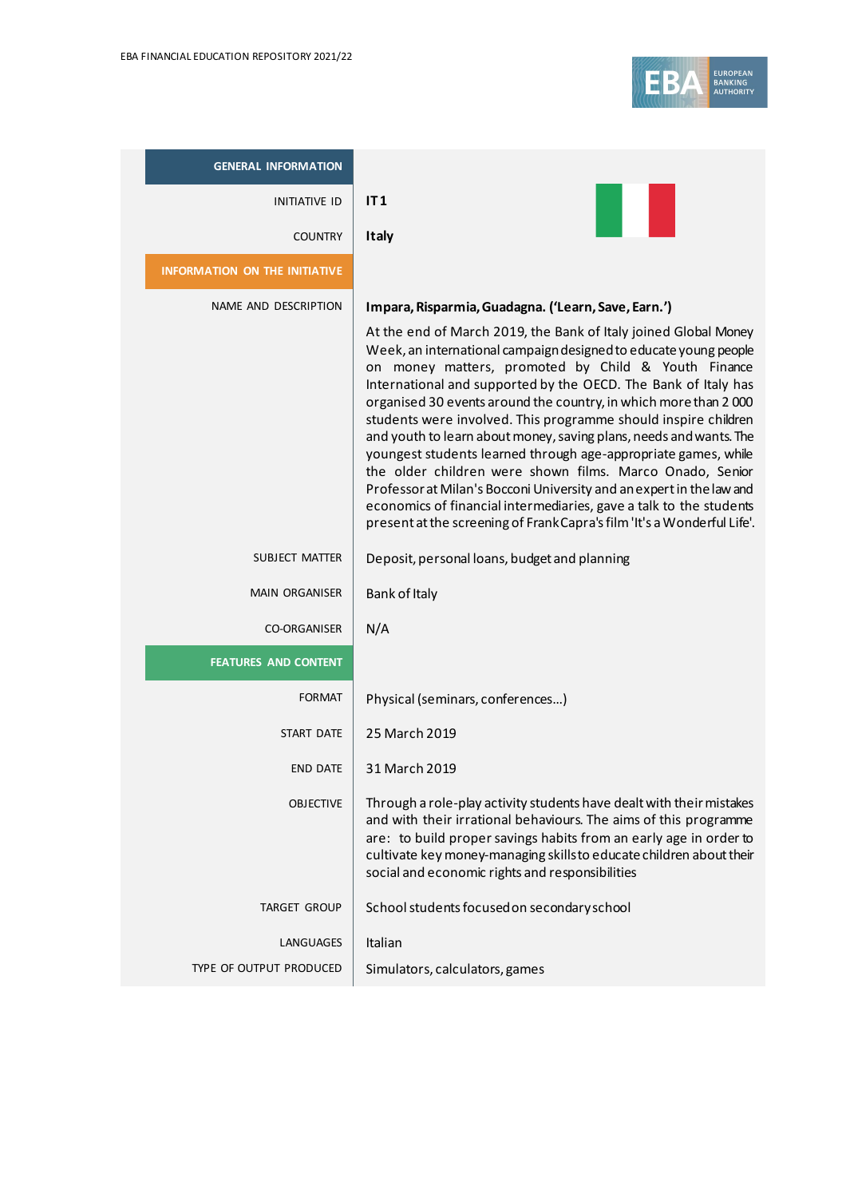| GENERAL INFORMATION | |
|---|---|
| INITIATIVE ID | **IT 1** |
| COUNTRY | **Italy** |
| **INFORMATION ON THE INITIATIVE** | |
| NAME AND DESCRIPTION | **Impara, Risparmia, Guadagna. ('Learn, Save, Earn.')** At the end of March 2019, the Bank of Italy joined Global Money Week, an international campaign designed to educate young people on money matters, promoted by Child & Youth Finance International and supported by the OECD. The Bank of Italy has organised 30 events around the country, in which more than 2 000 students were involved. This programme should inspire children and youth to learn about money, saving plans, needs and wants. The youngest students learned through age-appropriate games, while the older children were shown films. Marco Onado, Senior Professor at Milan's Bocconi University and an expert in the law and economics of financial intermediaries, gave a talk to the students present at the screening of Frank Capra's film 'It's a Wonderful Life'. |
| SUBJECT MATTER | Deposit, personal loans, budget and planning |
| MAIN ORGANISER | Bank of Italy |
| CO-ORGANISER | N/A |
| **FEATURES AND CONTENT** | |
| FORMAT | Physical (seminars, conferences…) |
| START DATE | 25 March 2019 |
| END DATE | 31 March 2019 |
| OBJECTIVE | Through a role-play activity students have dealt with their mistakes and with their irrational behaviours. The aims of this programme are: to build proper savings habits from an early age in order to cultivate key money-managing skills to educate children about their social and economic rights and responsibilities |
| TARGET GROUP | School students focused on secondary school |
| LANGUAGES | Italian |
| TYPE OF OUTPUT PRODUCED | Simulators, calculators, games |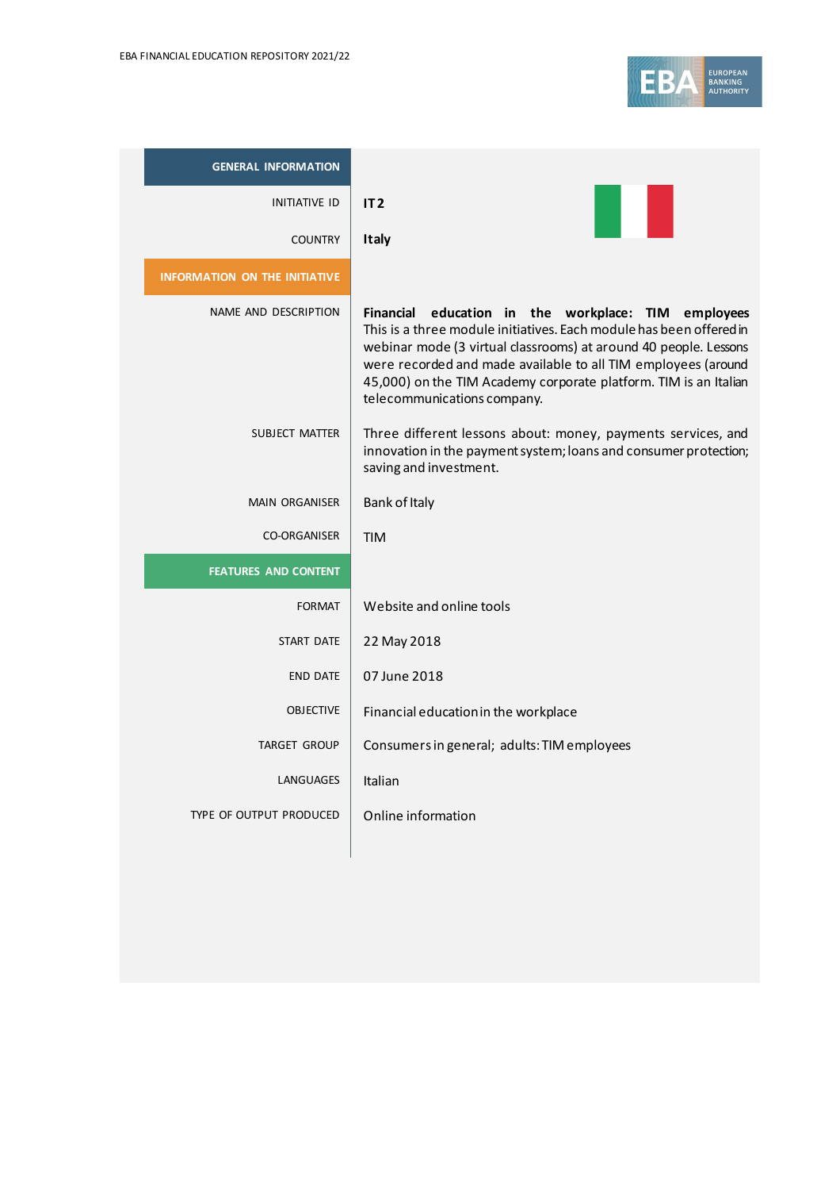| GENERAL INFORMATION | |
|---|---|
| INITIATIVE ID | **IT 2** |
| COUNTRY | **Italy** |
| **INFORMATION ON THE INITIATIVE** | |
| NAME AND DESCRIPTION | **Financial education in the workplace: TIM employees** This is a three module initiatives. Each module has been offered in webinar mode (3 virtual classrooms) at around 40 people. Lessons were recorded and made available to all TIM employees (around 45,000) on the TIM Academy corporate platform. TIM is an Italian telecommunications company. |
| SUBJECT MATTER | Three different lessons about: money, payments services, and innovation in the payment system; loans and consumer protection; saving and investment. |
| MAIN ORGANISER | Bank of Italy |
| CO-ORGANISER | TIM |
| **FEATURES AND CONTENT** | |
| FORMAT | Website and online tools |
| START DATE | 22 May 2018 |
| END DATE | 07 June 2018 |
| OBJECTIVE | Financial education in the workplace |
| TARGET GROUP | Consumers in general; adults: TIM employees |
| LANGUAGES | Italian |
| TYPE OF OUTPUT PRODUCED | Online information |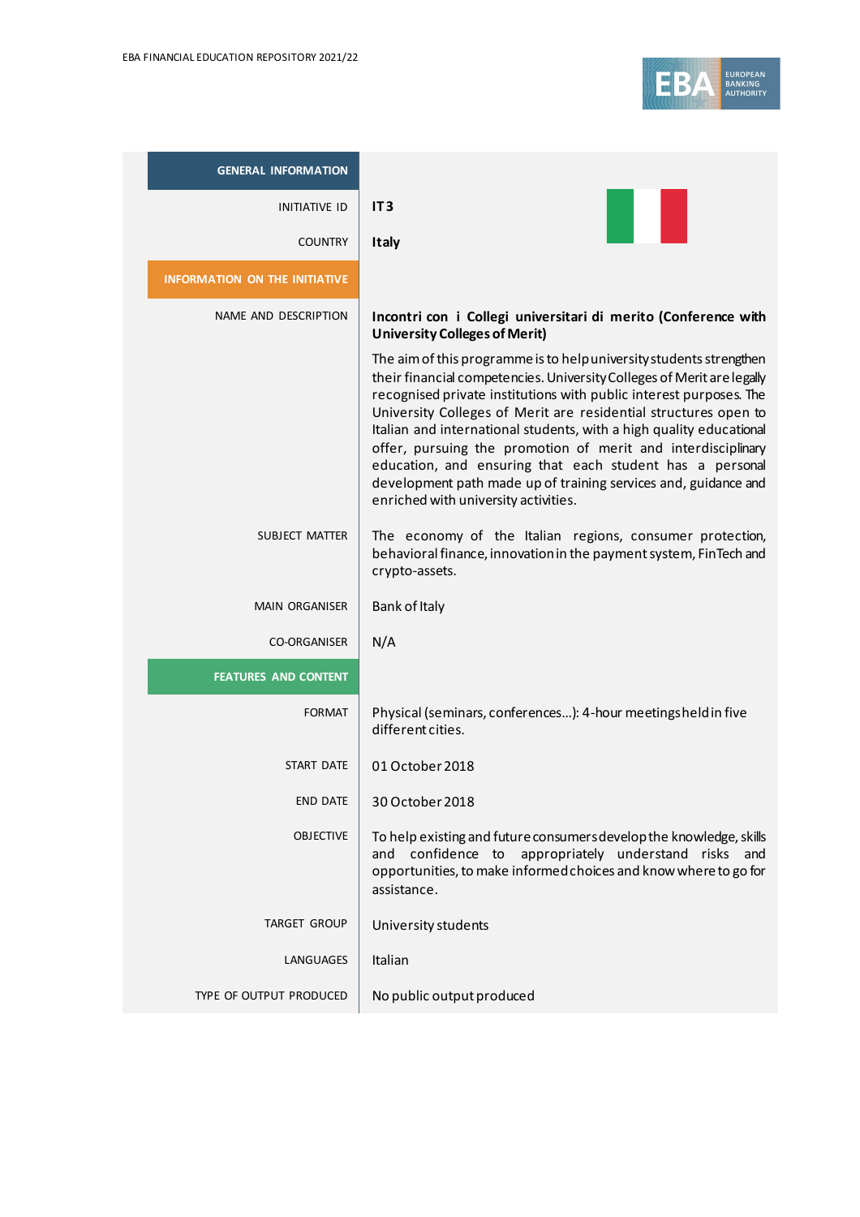| GENERAL INFORMATION | |
|---|---|
| INITIATIVE ID | **IT3** |
| COUNTRY | **Italy** |
| **INFORMATION ON THE INITIATIVE** | |
| NAME AND DESCRIPTION | **Incontri con i Collegi universitari di merito (Conference with University Colleges of Merit)**<br><br>The aim of this programme is to help university students strengthen their financial competencies. University Colleges of Merit are legally recognised private institutions with public interest purposes. The University Colleges of Merit are residential structures open to Italian and international students, with a high quality educational offer, pursuing the promotion of merit and interdisciplinary education, and ensuring that each student has a personal development path made up of training services and, guidance and enriched with university activities. |
| SUBJECT MATTER | The economy of the Italian regions, consumer protection, behavioral finance, innovation in the payment system, FinTech and crypto-assets. |
| MAIN ORGANISER | Bank of Italy |
| CO-ORGANISER | N/A |
| **FEATURES AND CONTENT** | |
| FORMAT | Physical (seminars, conferences…): 4-hour meetings held in five different cities. |
| START DATE | 01 October 2018 |
| END DATE | 30 October 2018 |
| OBJECTIVE | To help existing and future consumers develop the knowledge, skills and confidence to appropriately understand risks and opportunities, to make informed choices and know where to go for assistance. |
| TARGET GROUP | University students |
| LANGUAGES | Italian |
| TYPE OF OUTPUT PRODUCED | No public output produced |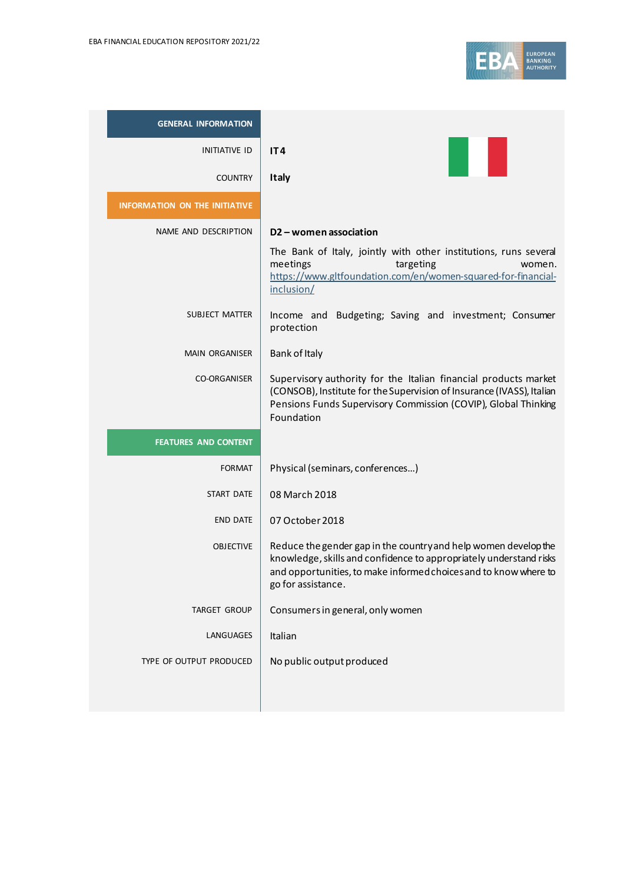| GENERAL INFORMATION | |
|---|---|
| INITIATIVE ID | **IT4** |
| COUNTRY | **Italy** |
| **INFORMATION ON THE INITIATIVE** | |
| NAME AND DESCRIPTION | **D2 – women association**<br><br>The Bank of Italy, jointly with other institutions, runs several meetings targeting women. https://www.gltfoundation.com/en/women-squared-for-financial-inclusion/ |
| SUBJECT MATTER | Income and Budgeting; Saving and investment; Consumer protection |
| MAIN ORGANISER | Bank of Italy |
| CO-ORGANISER | Supervisory authority for the Italian financial products market (CONSOB), Institute for the Supervision of Insurance (IVASS), Italian Pensions Funds Supervisory Commission (COVIP), Global Thinking Foundation |
| **FEATURES AND CONTENT** | |
| FORMAT | Physical (seminars, conferences…) |
| START DATE | 08 March 2018 |
| END DATE | 07 October 2018 |
| OBJECTIVE | Reduce the gender gap in the country and help women develop the knowledge, skills and confidence to appropriately understand risks and opportunities, to make informed choices and to know where to go for assistance. |
| TARGET GROUP | Consumers in general, only women |
| LANGUAGES | Italian |
| TYPE OF OUTPUT PRODUCED | No public output produced |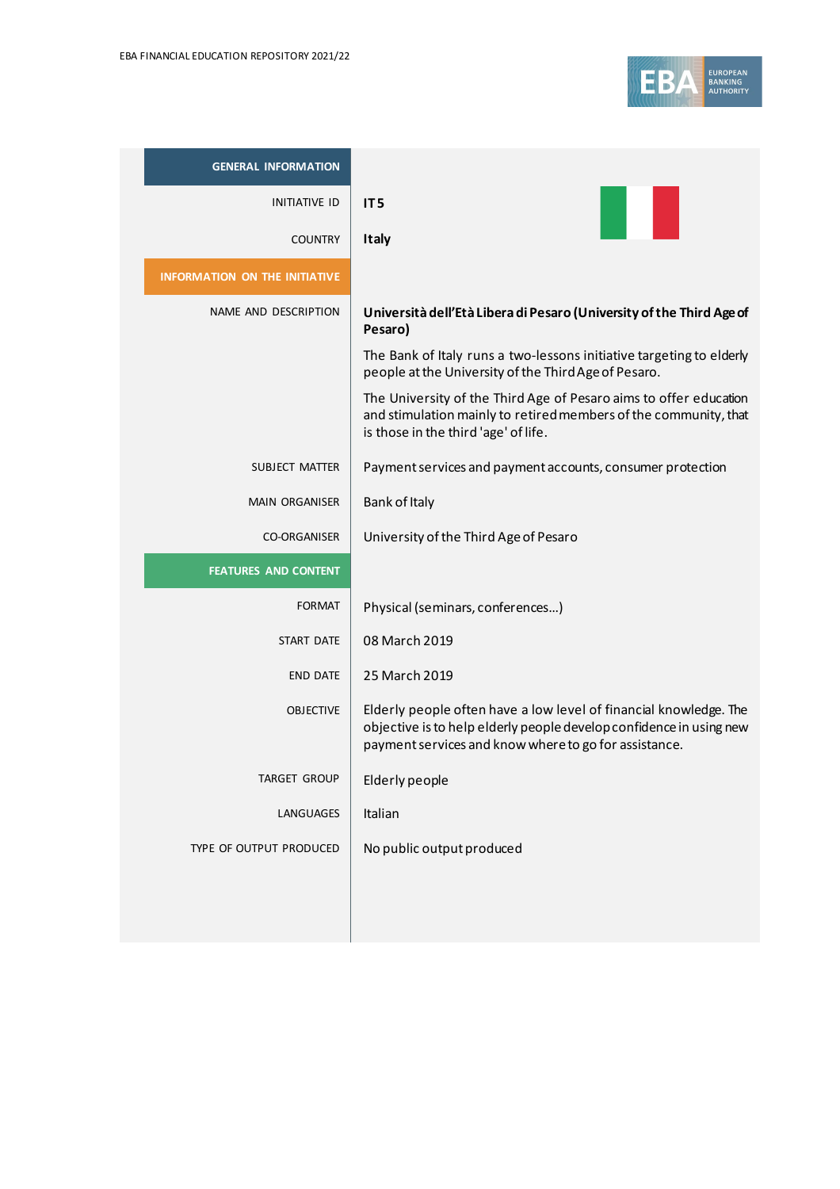| GENERAL INFORMATION | |
|---|---|
| INITIATIVE ID | **IT5** |
| COUNTRY | **Italy** |
| **INFORMATION ON THE INITIATIVE** | |
| NAME AND DESCRIPTION | **Università dell'Età Libera di Pesaro (University of the Third Age of Pesaro)**<br><br>The Bank of Italy runs a two-lessons initiative targeting to elderly people at the University of the Third Age of Pesaro.<br><br>The University of the Third Age of Pesaro aims to offer education and stimulation mainly to retired members of the community, that is those in the third 'age' of life. |
| SUBJECT MATTER | Payment services and payment accounts, consumer protection |
| MAIN ORGANISER | Bank of Italy |
| CO-ORGANISER | University of the Third Age of Pesaro |
| **FEATURES AND CONTENT** | |
| FORMAT | Physical (seminars, conferences...) |
| START DATE | 08 March 2019 |
| END DATE | 25 March 2019 |
| OBJECTIVE | Elderly people often have a low level of financial knowledge. The objective is to help elderly people develop confidence in using new payment services and know where to go for assistance. |
| TARGET GROUP | Elderly people |
| LANGUAGES | Italian |
| TYPE OF OUTPUT PRODUCED | No public output produced |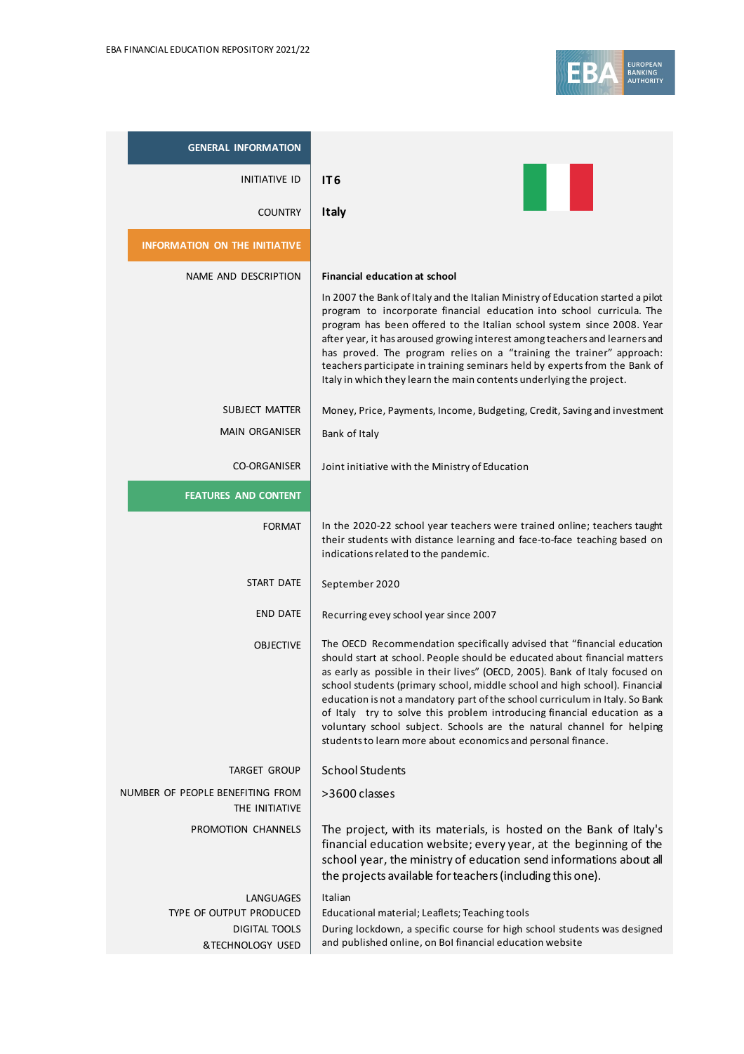| GENERAL INFORMATION | |
|---|---|
| INITIATIVE ID | **IT6** |
| COUNTRY | **Italy** |
| **INFORMATION ON THE INITIATIVE** | |
| NAME AND DESCRIPTION | **Financial education at school**<br><br>In 2007 the Bank of Italy and the Italian Ministry of Education started a pilot program to incorporate financial education into school curricula. The program has been offered to the Italian school system since 2008. Year after year, it has aroused growing interest among teachers and learners and has proved. The program relies on a "training the trainer" approach: teachers participate in training seminars held by experts from the Bank of Italy in which they learn the main contents underlying the project. |
| SUBJECT MATTER | Money, Price, Payments, Income, Budgeting, Credit, Saving and investment |
| MAIN ORGANISER | Bank of Italy |
| CO-ORGANISER | Joint initiative with the Ministry of Education |
| **FEATURES AND CONTENT** | |
| FORMAT | In the 2020-22 school year teachers were trained online; teachers taught their students with distance learning and face-to-face teaching based on indications related to the pandemic. |
| START DATE | September 2020 |
| END DATE | Recurring evey school year since 2007 |
| OBJECTIVE | The OECD Recommendation specifically advised that "financial education should start at school. People should be educated about financial matters as early as possible in their lives" (OECD, 2005). Bank of Italy focused on school students (primary school, middle school and high school). Financial education is not a mandatory part of the school curriculum in Italy. So Bank of Italy try to solve this problem introducing financial education as a voluntary school subject. Schools are the natural channel for helping students to learn more about economics and personal finance. |
| TARGET GROUP | School Students |
| NUMBER OF PEOPLE BENEFITING FROM THE INITIATIVE | >3600 classes |
| PROMOTION CHANNELS | The project, with its materials, is hosted on the Bank of Italy's financial education website; every year, at the beginning of the school year, the ministry of education send informations about all the projects available for teachers (including this one). |
| LANGUAGES | Italian |
| TYPE OF OUTPUT PRODUCED | Educational material; Leaflets; Teaching tools |
| DIGITAL TOOLS &TECHNOLOGY USED | During lockdown, a specific course for high school students was designed and published online, on BoI financial education website |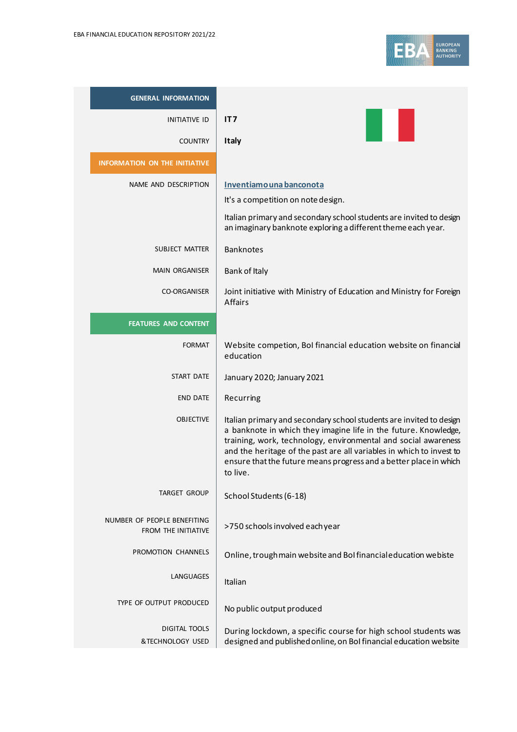| GENERAL INFORMATION | |
|---|---|
| INITIATIVE ID | **IT7** |
| COUNTRY | **Italy** |
| **INFORMATION ON THE INITIATIVE** | |
| NAME AND DESCRIPTION | **Inventiamo una banconota**<br><br>It's a competition on note design.<br><br>Italian primary and secondary school students are invited to design an imaginary banknote exploring a different theme each year. |
| SUBJECT MATTER | Banknotes |
| MAIN ORGANISER | Bank of Italy |
| CO-ORGANISER | Joint initiative with Ministry of Education and Ministry for Foreign Affairs |
| **FEATURES AND CONTENT** | |
| FORMAT | Website competion, BoI financial education website on financial education |
| START DATE | January 2020; January 2021 |
| END DATE | Recurring |
| OBJECTIVE | Italian primary and secondary school students are invited to design a banknote in which they imagine life in the future. Knowledge, training, work, technology, environmental and social awareness and the heritage of the past are all variables in which to invest to ensure that the future means progress and a better place in which to live. |
| TARGET GROUP | School Students (6-18) |
| NUMBER OF PEOPLE BENEFITING FROM THE INITIATIVE | >750 schools involved each year |
| PROMOTION CHANNELS | Online, trough main website and BoI financial education webiste |
| LANGUAGES | Italian |
| TYPE OF OUTPUT PRODUCED | No public output produced |
| DIGITAL TOOLS & TECHNOLOGY USED | During lockdown, a specific course for high school students was designed and published online, on BoI financial education website |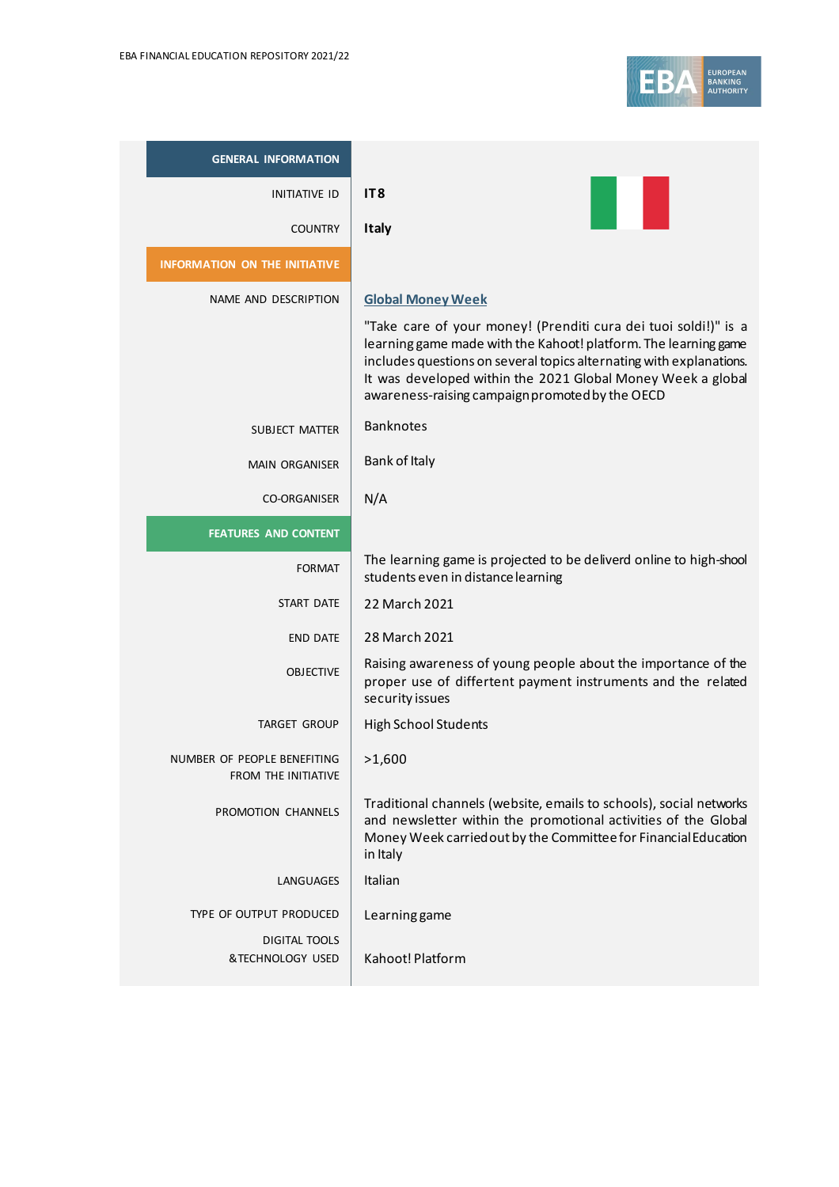| GENERAL INFORMATION | |
|---|---|
| INITIATIVE ID | **IT8** |
| COUNTRY | **Italy** |
| **INFORMATION ON THE INITIATIVE** | |
| NAME AND DESCRIPTION | **Global Money Week**<br><br>"Take care of your money! (Prenditi cura dei tuoi soldi!)" is a learning game made with the Kahoot! platform. The learning game includes questions on several topics alternating with explanations. It was developed within the 2021 Global Money Week a global awareness-raising campaign promoted by the OECD |
| SUBJECT MATTER | Banknotes |
| MAIN ORGANISER | Bank of Italy |
| CO-ORGANISER | N/A |
| **FEATURES AND CONTENT** | |
| FORMAT | The learning game is projected to be deliverd online to high-shool students even in distance learning |
| START DATE | 22 March 2021 |
| END DATE | 28 March 2021 |
| OBJECTIVE | Raising awareness of young people about the importance of the proper use of differtent payment instruments and the related security issues |
| TARGET GROUP | High School Students |
| NUMBER OF PEOPLE BENEFITING FROM THE INITIATIVE | >1,600 |
| PROMOTION CHANNELS | Traditional channels (website, emails to schools), social networks and newsletter within the promotional activities of the Global Money Week carried out by the Committee for Financial Education in Italy |
| LANGUAGES | Italian |
| TYPE OF OUTPUT PRODUCED | Learning game |
| DIGITAL TOOLS & TECHNOLOGY USED | Kahoot! Platform |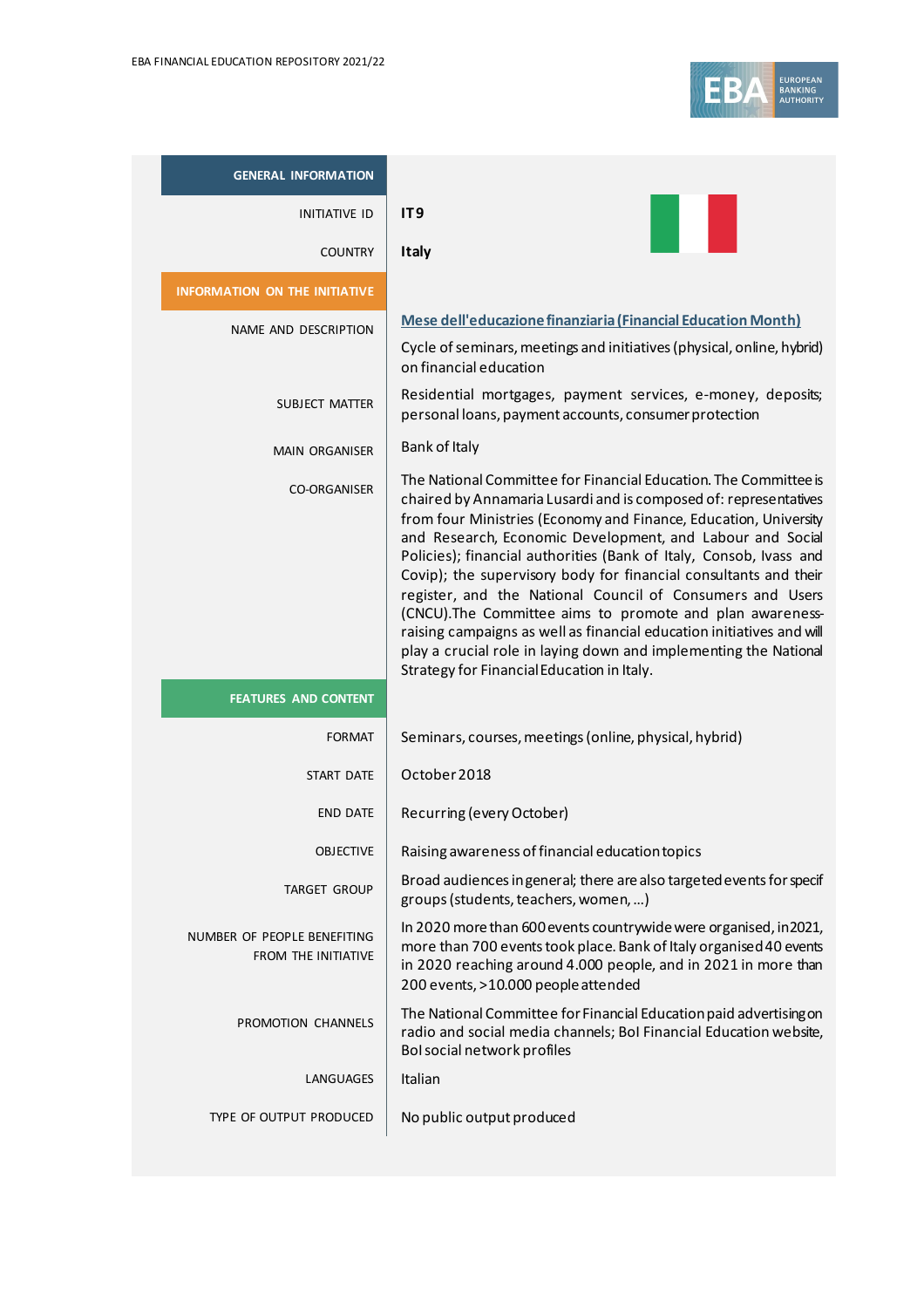| GENERAL INFORMATION | |
|---|---|
| INITIATIVE ID | **IT9** |
| COUNTRY | **Italy** |
| **INFORMATION ON THE INITIATIVE** | |
| NAME AND DESCRIPTION | **Mese dell'educazione finanziaria (Financial Education Month)**<br>Cycle of seminars, meetings and initiatives (physical, online, hybrid) on financial education |
| SUBJECT MATTER | Residential mortgages, payment services, e-money, deposits; personal loans, payment accounts, consumer protection |
| MAIN ORGANISER | Bank of Italy |
| CO-ORGANISER | The National Committee for Financial Education. The Committee is chaired by Annamaria Lusardi and is composed of: representatives from four Ministries (Economy and Finance, Education, University and Research, Economic Development, and Labour and Social Policies); financial authorities (Bank of Italy, Consob, Ivass and Covip); the supervisory body for financial consultants and their register, and the National Council of Consumers and Users (CNCU).The Committee aims to promote and plan awareness-raising campaigns as well as financial education initiatives and will play a crucial role in laying down and implementing the National Strategy for Financial Education in Italy. |
| **FEATURES AND CONTENT** | |
| FORMAT | Seminars, courses, meetings (online, physical, hybrid) |
| START DATE | October 2018 |
| END DATE | Recurring (every October) |
| OBJECTIVE | Raising awareness of financial education topics |
| TARGET GROUP | Broad audiences in general; there are also targeted events for specif groups (students, teachers, women, ...) |
| NUMBER OF PEOPLE BENEFITING FROM THE INITIATIVE | In 2020 more than 600 events countrywide were organised, in 2021, more than 700 events took place. Bank of Italy organised 40 events in 2020 reaching around 4.000 people, and in 2021 in more than 200 events, >10.000 people attended |
| PROMOTION CHANNELS | The National Committee for Financial Education paid advertising on radio and social media channels; BoI Financial Education website, BoI social network profiles |
| LANGUAGES | Italian |
| TYPE OF OUTPUT PRODUCED | No public output produced |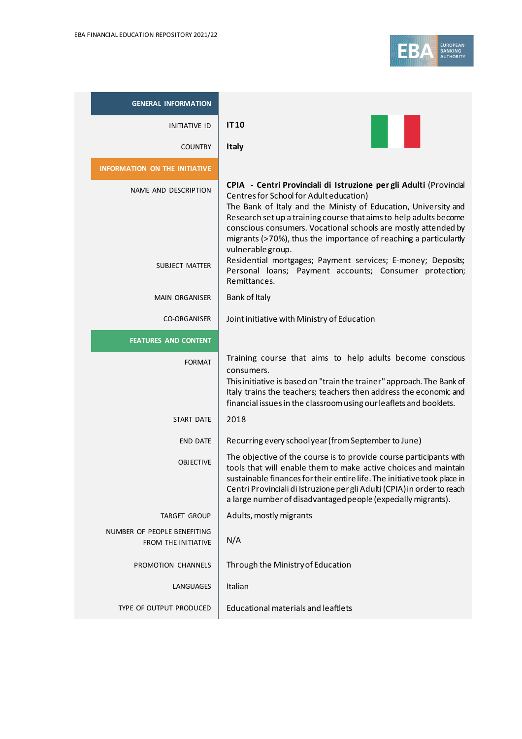| GENERAL INFORMATION | |
|---|---|
| INITIATIVE ID | **IT10** |
| COUNTRY | **Italy** |
| **INFORMATION ON THE INITIATIVE** | |
| NAME AND DESCRIPTION | **CPIA - Centri Provinciali di Istruzione per gli Adulti** (Provincial Centres for School for Adult education)<br>The Bank of Italy and the Ministy of Education, University and Research set up a training course that aims to help adults become conscious consumers. Vocational schools are mostly attended by migrants (>70%), thus the importance of reaching a particularly vulnerable group. |
| SUBJECT MATTER | Residential mortgages; Payment services; E-money; Deposits; Personal loans; Payment accounts; Consumer protection; Remittances. |
| MAIN ORGANISER | Bank of Italy |
| CO-ORGANISER | Joint initiative with Ministry of Education |
| **FEATURES AND CONTENT** | |
| FORMAT | Training course that aims to help adults become conscious consumers.<br>This initiative is based on "train the trainer" approach. The Bank of Italy trains the teachers; teachers then address the economic and financial issues in the classroom using our leaflets and booklets. |
| START DATE | 2018 |
| END DATE | Recurring every school year (from September to June) |
| OBJECTIVE | The objective of the course is to provide course participants with tools that will enable them to make active choices and maintain sustainable finances for their entire life. The initiative took place in Centri Provinciali di Istruzione per gli Adulti (CPIA) in order to reach a large number of disadvantaged people (expecially migrants). |
| TARGET GROUP | Adults, mostly migrants |
| NUMBER OF PEOPLE BENEFITING FROM THE INITIATIVE | N/A |
| PROMOTION CHANNELS | Through the Ministry of Education |
| LANGUAGES | Italian |
| TYPE OF OUTPUT PRODUCED | Educational materials and leaftlets |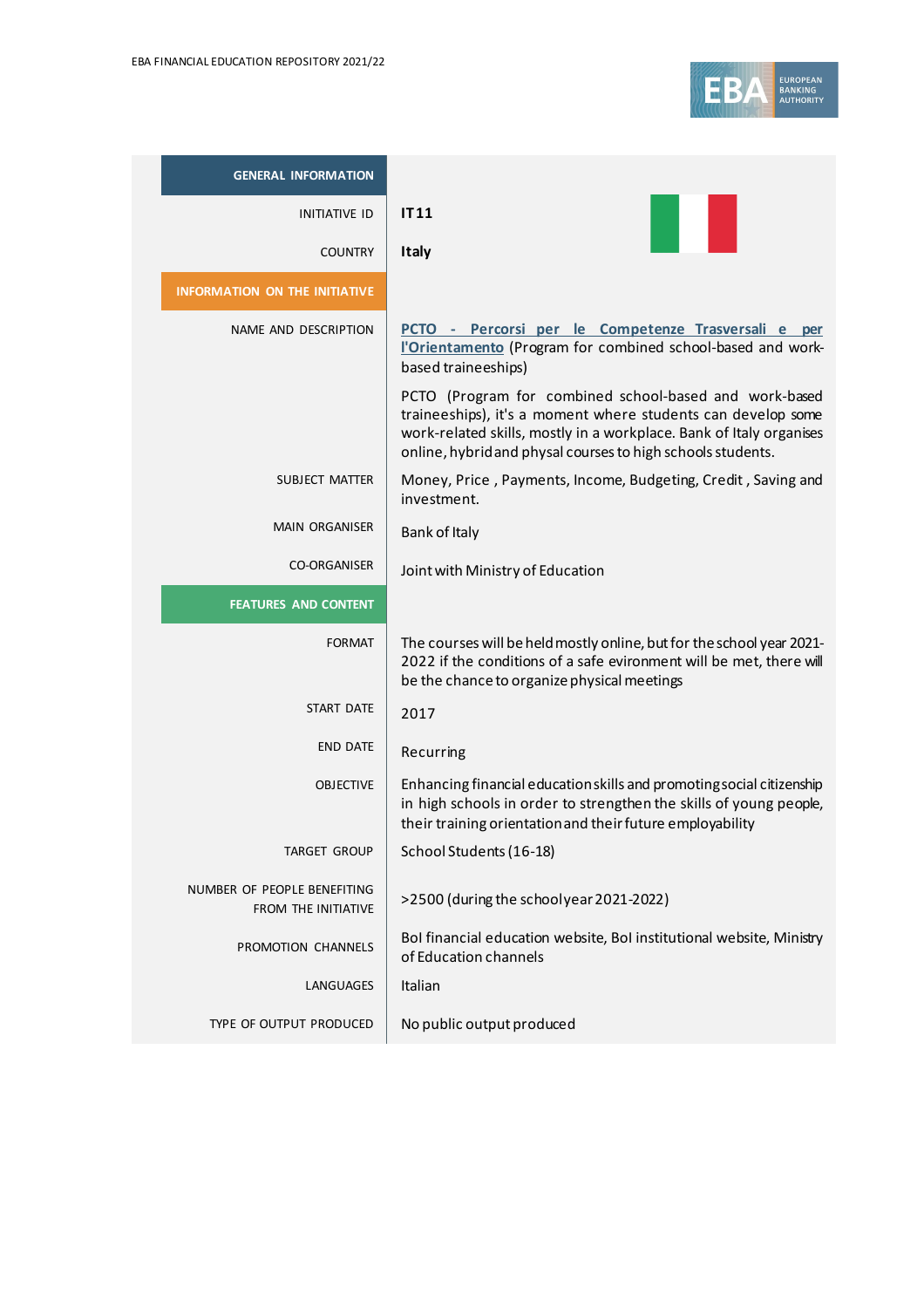| GENERAL INFORMATION | |
|---|---|
| INITIATIVE ID | **IT11** |
| COUNTRY | **Italy** |
| **INFORMATION ON THE INITIATIVE** | |
| NAME AND DESCRIPTION | **PCTO - Percorsi per le Competenze Trasversali e per l'Orientamento** (Program for combined school-based and work-based traineeships)<br><br>PCTO (Program for combined school-based and work-based traineeships), it's a moment where students can develop some work-related skills, mostly in a workplace. Bank of Italy organises online, hybrid and physal courses to high schools students. |
| SUBJECT MATTER | Money, Price , Payments, Income, Budgeting, Credit , Saving and investment. |
| MAIN ORGANISER | Bank of Italy |
| CO-ORGANISER | Joint with Ministry of Education |
| **FEATURES AND CONTENT** | |
| FORMAT | The courses will be held mostly online, but for the school year 2021-2022 if the conditions of a safe evironment will be met, there will be the chance to organize physical meetings |
| START DATE | 2017 |
| END DATE | Recurring |
| OBJECTIVE | Enhancing financial education skills and promoting social citizenship in high schools in order to strengthen the skills of young people, their training orientation and their future employability |
| TARGET GROUP | School Students (16-18) |
| NUMBER OF PEOPLE BENEFITING FROM THE INITIATIVE | >2500 (during the school year 2021-2022) |
| PROMOTION CHANNELS | BoI financial education website, BoI institutional website, Ministry of Education channels |
| LANGUAGES | Italian |
| TYPE OF OUTPUT PRODUCED | No public output produced |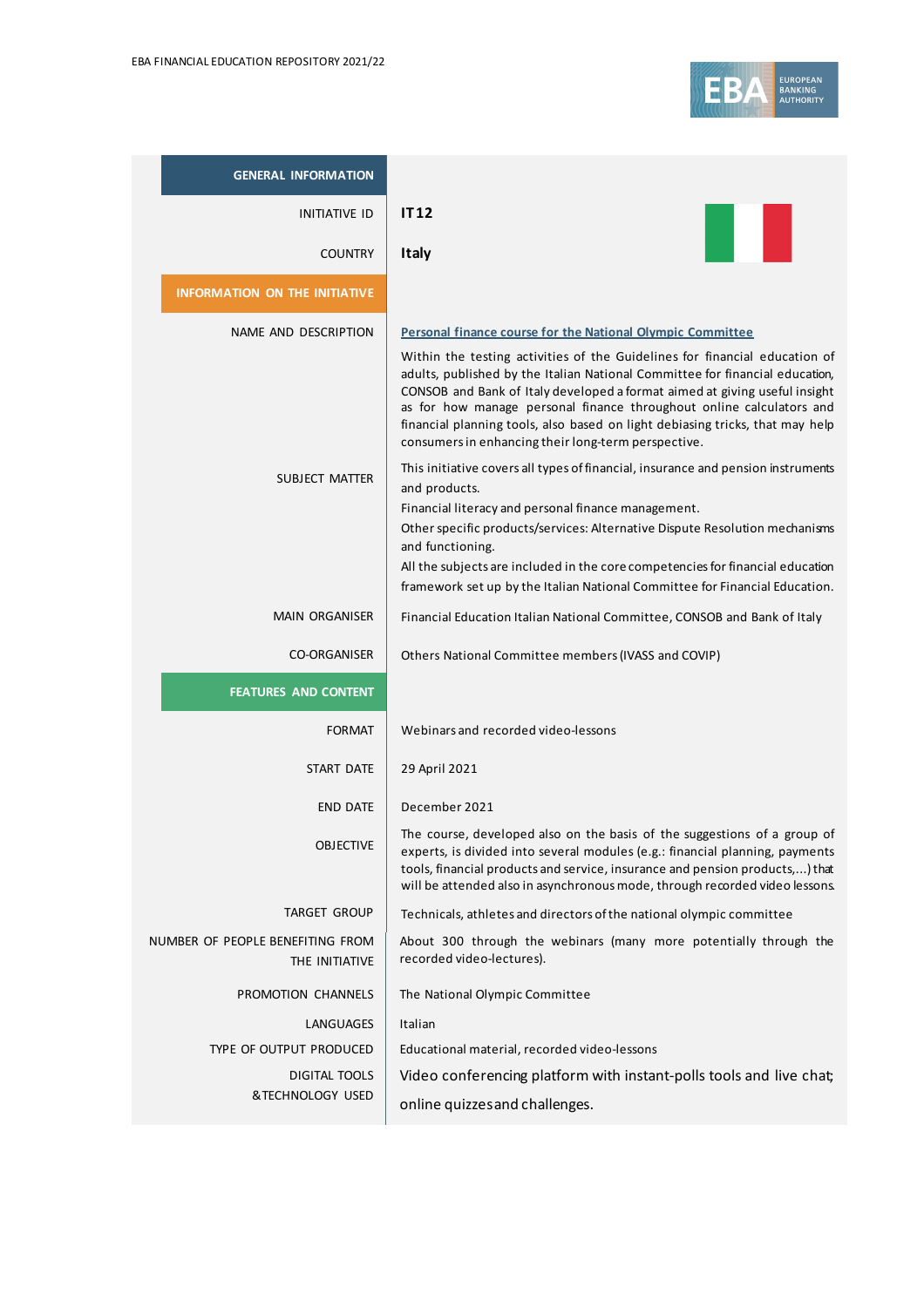| GENERAL INFORMATION | |
|---|---|
| INITIATIVE ID | **IT12** |
| COUNTRY | **Italy** |
| **INFORMATION ON THE INITIATIVE** | |
| NAME AND DESCRIPTION | **Personal finance course for the National Olympic Committee**<br>Within the testing activities of the Guidelines for financial education of adults, published by the Italian National Committee for financial education, CONSOB and Bank of Italy developed a format aimed at giving useful insight as for how manage personal finance throughout online calculators and financial planning tools, also based on light debiasing tricks, that may help consumers in enhancing their long-term perspective. |
| SUBJECT MATTER | This initiative covers all types of financial, insurance and pension instruments and products.<br>Financial literacy and personal finance management.<br>Other specific products/services: Alternative Dispute Resolution mechanisms and functioning.<br>All the subjects are included in the core competencies for financial education framework set up by the Italian National Committee for Financial Education. |
| MAIN ORGANISER | Financial Education Italian National Committee, CONSOB and Bank of Italy |
| CO-ORGANISER | Others National Committee members (IVASS and COVIP) |
| **FEATURES AND CONTENT** | |
| FORMAT | Webinars and recorded video-lessons |
| START DATE | 29 April 2021 |
| END DATE | December 2021 |
| OBJECTIVE | The course, developed also on the basis of the suggestions of a group of experts, is divided into several modules (e.g.: financial planning, payments tools, financial products and service, insurance and pension products,...) that will be attended also in asynchronous mode, through recorded video lessons. |
| TARGET GROUP | Technicals, athletes and directors of the national olympic committee |
| NUMBER OF PEOPLE BENEFITING FROM THE INITIATIVE | About 300 through the webinars (many more potentially through the recorded video-lectures). |
| PROMOTION CHANNELS | The National Olympic Committee |
| LANGUAGES | Italian |
| TYPE OF OUTPUT PRODUCED | Educational material, recorded video-lessons |
| DIGITAL TOOLS & TECHNOLOGY USED | Video conferencing platform with instant-polls tools and live chat; online quizzes and challenges. |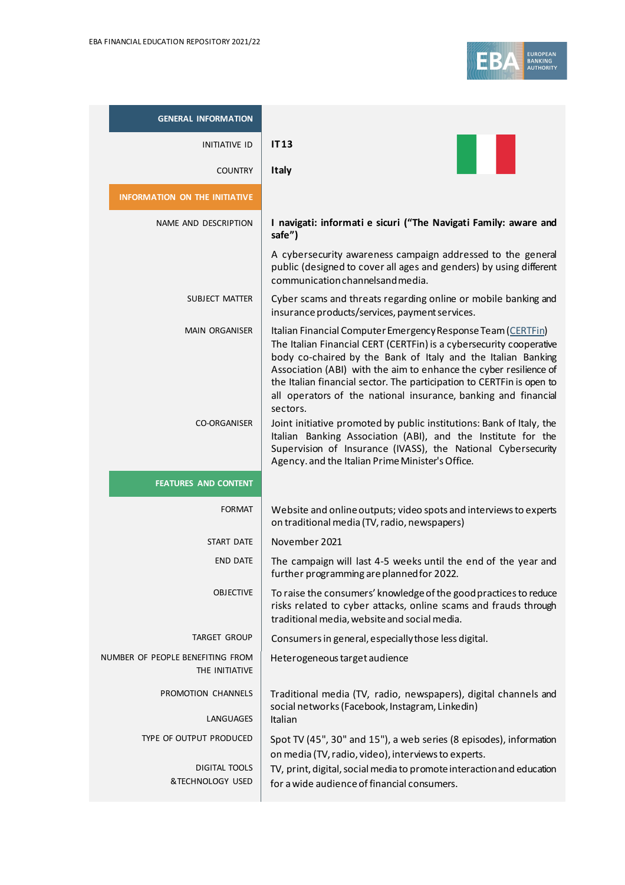| GENERAL INFORMATION | |
|---|---|
| INITIATIVE ID | **IT13** |
| COUNTRY | **Italy** |
| **INFORMATION ON THE INITIATIVE** | |
| NAME AND DESCRIPTION | **I navigati: informati e sicuri ("The Navigati Family: aware and safe")**<br><br>A cybersecurity awareness campaign addressed to the general public (designed to cover all ages and genders) by using different communication channels and media. |
| SUBJECT MATTER | Cyber scams and threats regarding online or mobile banking and insurance products/services, payment services. |
| MAIN ORGANISER | Italian Financial Computer Emergency Response Team (CERTFin)<br>The Italian Financial CERT (CERTFin) is a cybersecurity cooperative body co-chaired by the Bank of Italy and the Italian Banking Association (ABI) with the aim to enhance the cyber resilience of the Italian financial sector. The participation to CERTFin is open to all operators of the national insurance, banking and financial sectors. |
| CO-ORGANISER | Joint initiative promoted by public institutions: Bank of Italy, the Italian Banking Association (ABI), and the Institute for the Supervision of Insurance (IVASS), the National Cybersecurity Agency. and the Italian Prime Minister's Office. |
| **FEATURES AND CONTENT** | |
| FORMAT | Website and online outputs; video spots and interviews to experts on traditional media (TV, radio, newspapers) |
| START DATE | November 2021 |
| END DATE | The campaign will last 4-5 weeks until the end of the year and further programming are planned for 2022. |
| OBJECTIVE | To raise the consumers' knowledge of the good practices to reduce risks related to cyber attacks, online scams and frauds through traditional media, website and social media. |
| TARGET GROUP | Consumers in general, especially those less digital. |
| NUMBER OF PEOPLE BENEFITING FROM THE INITIATIVE | Heterogeneous target audience |
| PROMOTION CHANNELS | Traditional media (TV, radio, newspapers), digital channels and social networks (Facebook, Instagram, Linkedin) |
| LANGUAGES | Italian |
| TYPE OF OUTPUT PRODUCED | Spot TV (45", 30" and 15"), a web series (8 episodes), information on media (TV, radio, video), interviews to experts. |
| DIGITAL TOOLS & TECHNOLOGY USED | TV, print, digital, social media to promote interaction and education for a wide audience of financial consumers. |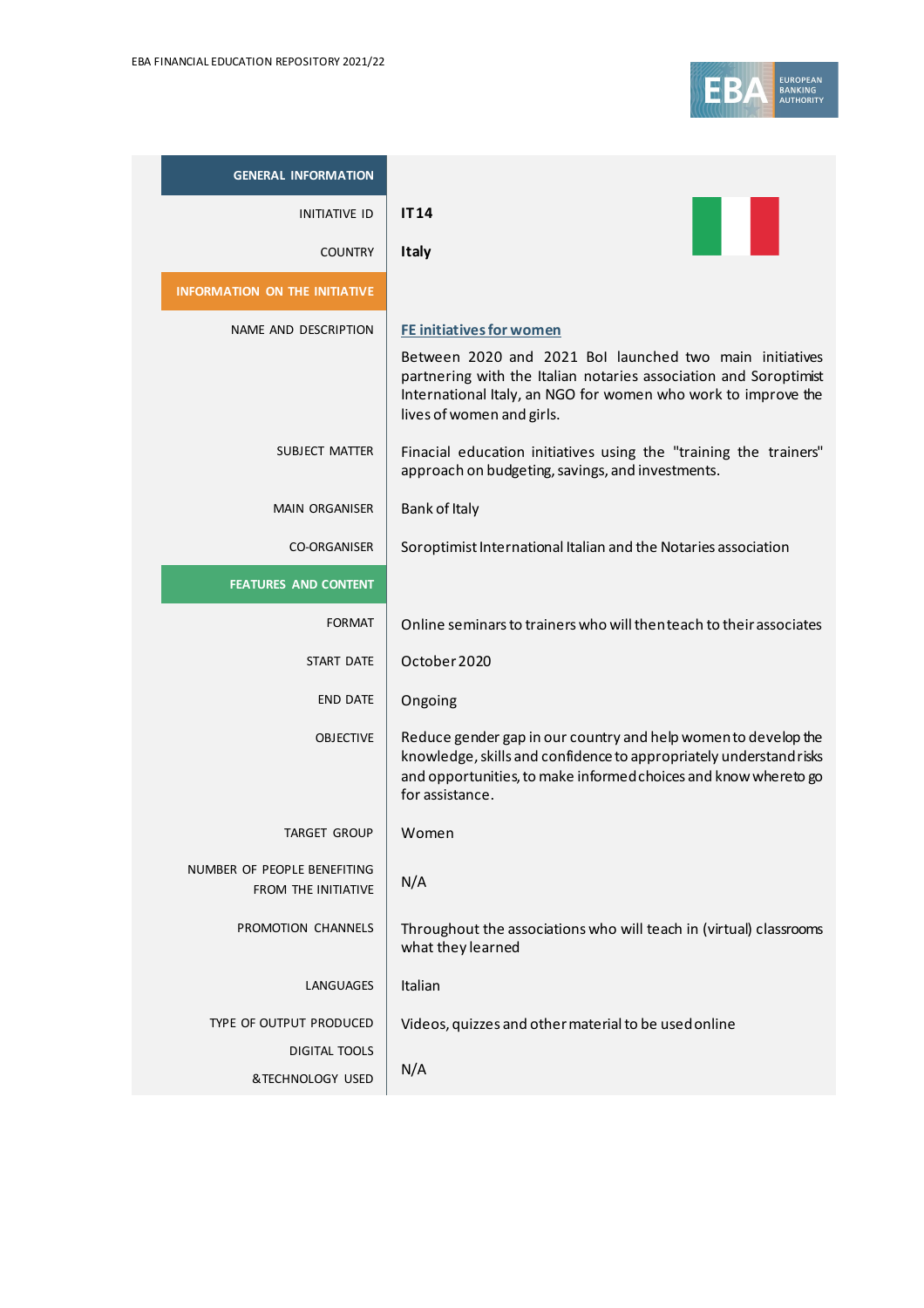| GENERAL INFORMATION | |
|---|---|
| INITIATIVE ID | **IT14** |
| COUNTRY | **Italy** |
| **INFORMATION ON THE INITIATIVE** | |
| NAME AND DESCRIPTION | **FE initiatives for women**<br><br>Between 2020 and 2021 BoI launched two main initiatives partnering with the Italian notaries association and Soroptimist International Italy, an NGO for women who work to improve the lives of women and girls. |
| SUBJECT MATTER | Finacial education initiatives using the "training the trainers" approach on budgeting, savings, and investments. |
| MAIN ORGANISER | Bank of Italy |
| CO-ORGANISER | Soroptimist International Italian and the Notaries association |
| **FEATURES AND CONTENT** | |
| FORMAT | Online seminars to trainers who will then teach to their associates |
| START DATE | October 2020 |
| END DATE | Ongoing |
| OBJECTIVE | Reduce gender gap in our country and help women to develop the knowledge, skills and confidence to appropriately understand risks and opportunities, to make informed choices and know where to go for assistance. |
| TARGET GROUP | Women |
| NUMBER OF PEOPLE BENEFITING FROM THE INITIATIVE | N/A |
| PROMOTION CHANNELS | Throughout the associations who will teach in (virtual) classrooms what they learned |
| LANGUAGES | Italian |
| TYPE OF OUTPUT PRODUCED | Videos, quizzes and other material to be used online |
| DIGITAL TOOLS & TECHNOLOGY USED | N/A |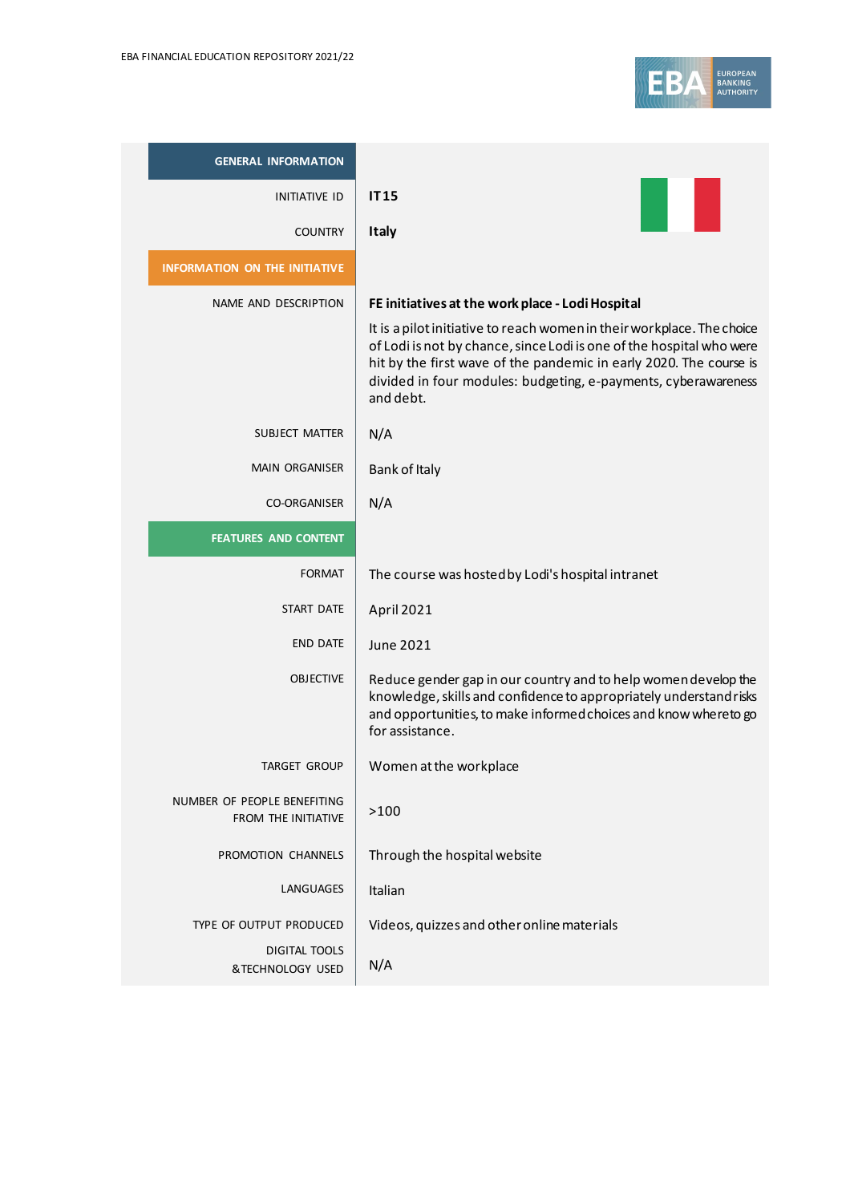| GENERAL INFORMATION | |
| --- | --- |
| INITIATIVE ID | **IT15** |
| COUNTRY | **Italy** |
| **INFORMATION ON THE INITIATIVE** | |
| NAME AND DESCRIPTION | **FE initiatives at the work place - Lodi Hospital**<br>It is a pilot initiative to reach women in their workplace. The choice of Lodi is not by chance, since Lodi is one of the hospital who were hit by the first wave of the pandemic in early 2020. The course is divided in four modules: budgeting, e-payments, cyberawareness and debt. |
| SUBJECT MATTER | N/A |
| MAIN ORGANISER | Bank of Italy |
| CO-ORGANISER | N/A |
| **FEATURES AND CONTENT** | |
| FORMAT | The course was hosted by Lodi's hospital intranet |
| START DATE | April 2021 |
| END DATE | June 2021 |
| OBJECTIVE | Reduce gender gap in our country and to help women develop the knowledge, skills and confidence to appropriately understand risks and opportunities, to make informed choices and know where to go for assistance. |
| TARGET GROUP | Women at the workplace |
| NUMBER OF PEOPLE BENEFITING FROM THE INITIATIVE | >100 |
| PROMOTION CHANNELS | Through the hospital website |
| LANGUAGES | Italian |
| TYPE OF OUTPUT PRODUCED | Videos, quizzes and other online materials |
| DIGITAL TOOLS & TECHNOLOGY USED | N/A |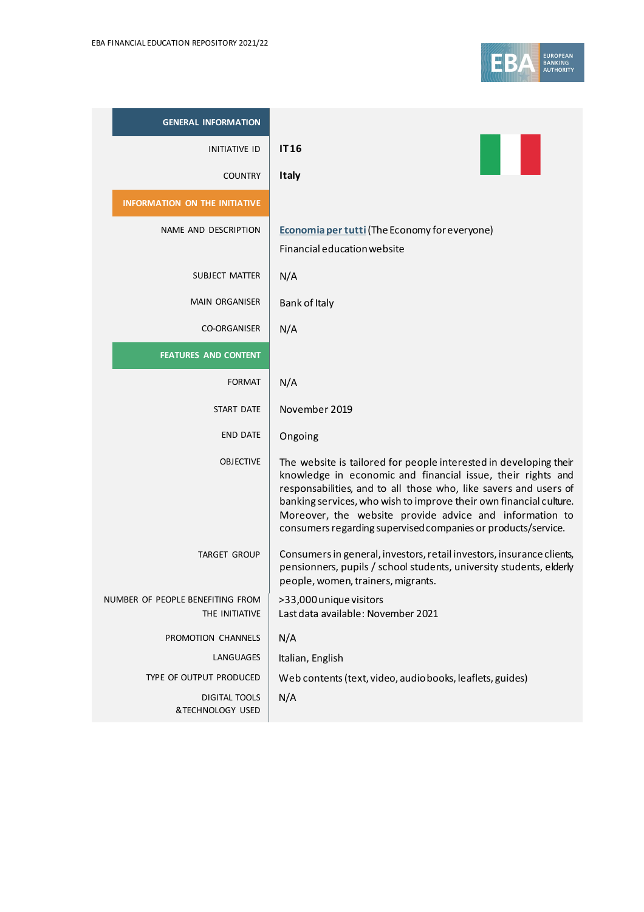| GENERAL INFORMATION | |
|---|---|
| INITIATIVE ID | **IT16** |
| COUNTRY | **Italy** |
| **INFORMATION ON THE INITIATIVE** | |
| NAME AND DESCRIPTION | **Economia per tutti** (The Economy for everyone)<br>Financial education website |
| SUBJECT MATTER | N/A |
| MAIN ORGANISER | Bank of Italy |
| CO-ORGANISER | N/A |
| **FEATURES AND CONTENT** | |
| FORMAT | N/A |
| START DATE | November 2019 |
| END DATE | Ongoing |
| OBJECTIVE | The website is tailored for people interested in developing their knowledge in economic and financial issue, their rights and responsabilities, and to all those who, like savers and users of banking services, who wish to improve their own financial culture. Moreover, the website provide advice and information to consumers regarding supervised companies or products/service. |
| TARGET GROUP | Consumers in general, investors, retail investors, insurance clients, pensionners, pupils / school students, university students, elderly people, women, trainers, migrants. |
| NUMBER OF PEOPLE BENEFITING FROM THE INITIATIVE | >33,000 unique visitors<br>Last data available: November 2021 |
| PROMOTION CHANNELS | N/A |
| LANGUAGES | Italian, English |
| TYPE OF OUTPUT PRODUCED | Web contents (text, video, audio books, leaflets, guides) |
| DIGITAL TOOLS & TECHNOLOGY USED | N/A |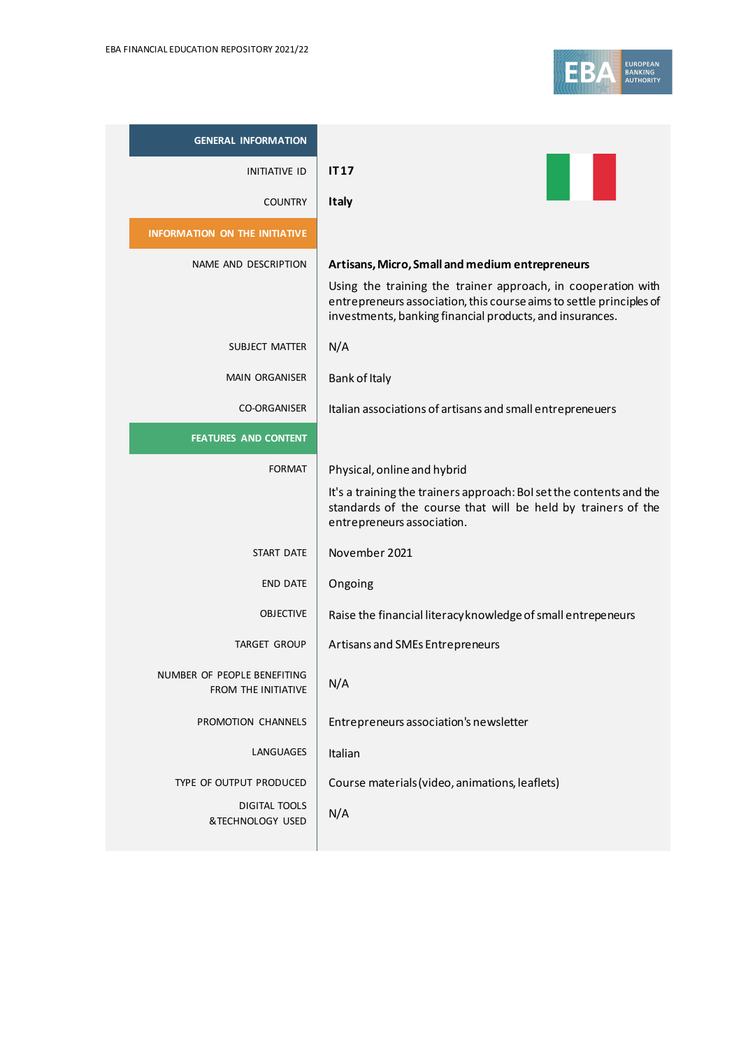| GENERAL INFORMATION | |
|---|---|
| INITIATIVE ID | **IT 17** |
| COUNTRY | **Italy** |
| **INFORMATION ON THE INITIATIVE** | |
| NAME AND DESCRIPTION | **Artisans, Micro, Small and medium entrepreneurs**<br>Using the training the trainer approach, in cooperation with entrepreneurs association, this course aims to settle principles of investments, banking financial products, and insurances. |
| SUBJECT MATTER | N/A |
| MAIN ORGANISER | Bank of Italy |
| CO-ORGANISER | Italian associations of artisans and small entrepreneuers |
| **FEATURES AND CONTENT** | |
| FORMAT | Physical, online and hybrid<br>It's a training the trainers approach: BoI set the contents and the standards of the course that will be held by trainers of the entrepreneurs association. |
| START DATE | November 2021 |
| END DATE | Ongoing |
| OBJECTIVE | Raise the financial literacy knowledge of small entrepeneurs |
| TARGET GROUP | Artisans and SMEs Entrepreneurs |
| NUMBER OF PEOPLE BENEFITING FROM THE INITIATIVE | N/A |
| PROMOTION CHANNELS | Entrepreneurs association's newsletter |
| LANGUAGES | Italian |
| TYPE OF OUTPUT PRODUCED | Course materials (video, animations, leaflets) |
| DIGITAL TOOLS & TECHNOLOGY USED | N/A |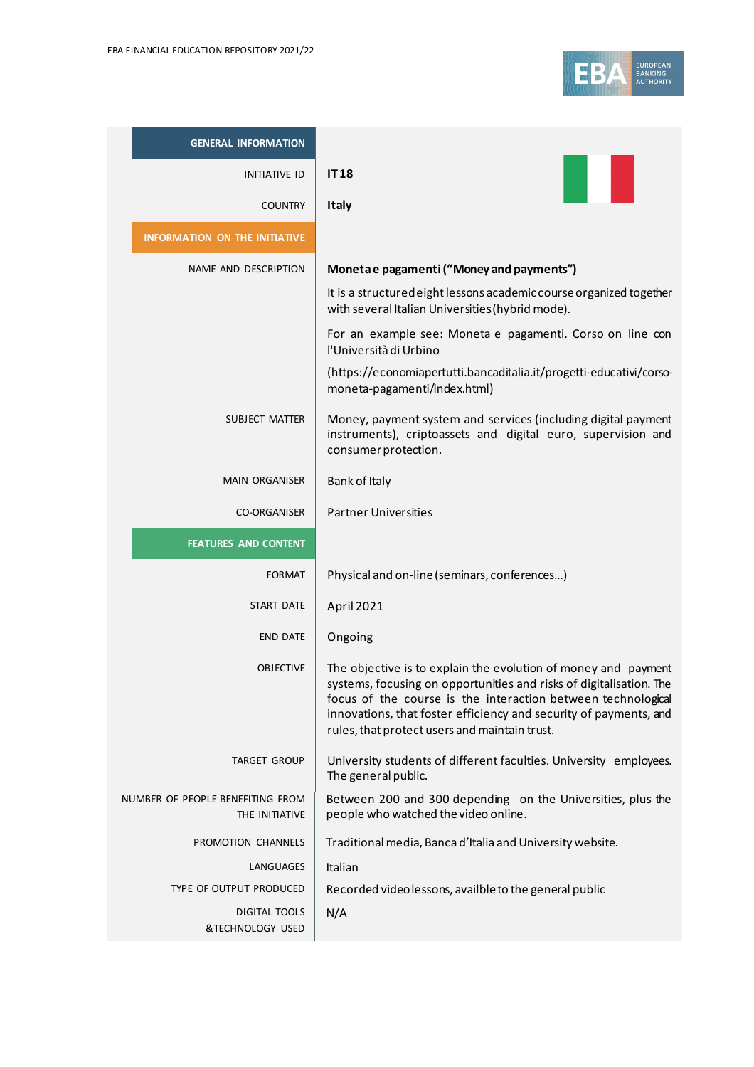| | |
|---|---|
| **GENERAL INFORMATION** | |
| INITIATIVE ID | **IT18** |
| COUNTRY | **Italy** |
| **INFORMATION ON THE INITIATIVE** | |
| NAME AND DESCRIPTION | **Moneta e pagamenti ("Money and payments")**<br><br>It is a structured eight lessons academic course organized together with several Italian Universities (hybrid mode).<br><br>For an example see: Moneta e pagamenti. Corso on line con l'Università di Urbino<br><br>(https://economiapertutti.bancaditalia.it/progetti-educativi/corso-moneta-pagamenti/index.html) |
| SUBJECT MATTER | Money, payment system and services (including digital payment instruments), criptoassets and digital euro, supervision and consumer protection. |
| MAIN ORGANISER | Bank of Italy |
| CO-ORGANISER | Partner Universities |
| **FEATURES AND CONTENT** | |
| FORMAT | Physical and on-line (seminars, conferences…) |
| START DATE | April 2021 |
| END DATE | Ongoing |
| OBJECTIVE | The objective is to explain the evolution of money and payment systems, focusing on opportunities and risks of digitalisation. The focus of the course is the interaction between technological innovations, that foster efficiency and security of payments, and rules, that protect users and maintain trust. |
| TARGET GROUP | University students of different faculties. University employees. The general public. |
| NUMBER OF PEOPLE BENEFITING FROM THE INITIATIVE | Between 200 and 300 depending on the Universities, plus the people who watched the video online. |
| PROMOTION CHANNELS | Traditional media, Banca d'Italia and University website. |
| LANGUAGES | Italian |
| TYPE OF OUTPUT PRODUCED | Recorded video lessons, availble to the general public |
| DIGITAL TOOLS & TECHNOLOGY USED | N/A |